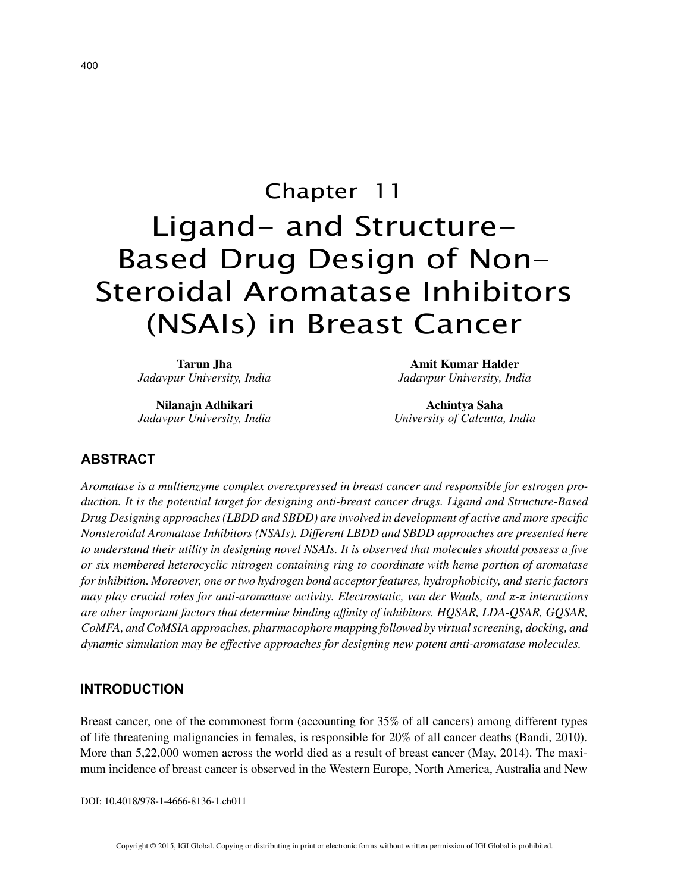# Chapter 11

# Ligand- and Structure-Based Drug Design of Non-Steroidal Aromatase Inhibitors (NSAIs) in Breast Cancer

**Tarun Jha**
*Jadavpur University, India*

**Amit Kumar Halder**
*Jadavpur University, India*

**Nilanajn Adhikari**
*Jadavpur University, India*

**Achintya Saha**
*University of Calcutta, India*

## ABSTRACT

*Aromatase is a multienzyme complex overexpressed in breast cancer and responsible for estrogen production. It is the potential target for designing anti-breast cancer drugs. Ligand and Structure-Based Drug Designing approaches (LBDD and SBDD) are involved in development of active and more specific Nonsteroidal Aromatase Inhibitors (NSAIs). Different LBDD and SBDD approaches are presented here to understand their utility in designing novel NSAIs. It is observed that molecules should possess a five or six membered heterocyclic nitrogen containing ring to coordinate with heme portion of aromatase for inhibition. Moreover, one or two hydrogen bond acceptor features, hydrophobicity, and steric factors may play crucial roles for anti-aromatase activity. Electrostatic, van der Waals, and π-π interactions are other important factors that determine binding affinity of inhibitors. HQSAR, LDA-QSAR, GQSAR, CoMFA, and CoMSIA approaches, pharmacophore mapping followed by virtual screening, docking, and dynamic simulation may be effective approaches for designing new potent anti-aromatase molecules.*

## INTRODUCTION

Breast cancer, one of the commonest form (accounting for 35% of all cancers) among different types of life threatening malignancies in females, is responsible for 20% of all cancer deaths (Bandi, 2010). More than 5,22,000 women across the world died as a result of breast cancer (May, 2014). The maximum incidence of breast cancer is observed in the Western Europe, North America, Australia and New

DOI: 10.4018/978-1-4666-8136-1.ch011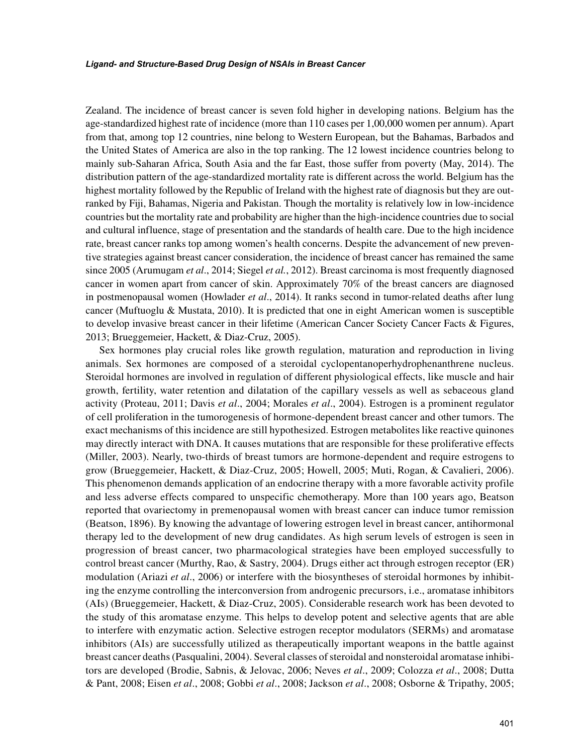Zealand. The incidence of breast cancer is seven fold higher in developing nations. Belgium has the age-standardized highest rate of incidence (more than 110 cases per 1,00,000 women per annum). Apart from that, among top 12 countries, nine belong to Western European, but the Bahamas, Barbados and the United States of America are also in the top ranking. The 12 lowest incidence countries belong to mainly sub-Saharan Africa, South Asia and the far East, those suffer from poverty (May, 2014). The distribution pattern of the age-standardized mortality rate is different across the world. Belgium has the highest mortality followed by the Republic of Ireland with the highest rate of diagnosis but they are out-ranked by Fiji, Bahamas, Nigeria and Pakistan. Though the mortality is relatively low in low-incidence countries but the mortality rate and probability are higher than the high-incidence countries due to social and cultural influence, stage of presentation and the standards of health care. Due to the high incidence rate, breast cancer ranks top among women's health concerns. Despite the advancement of new preventive strategies against breast cancer consideration, the incidence of breast cancer has remained the same since 2005 (Arumugam *et al*., 2014; Siegel *et al.*, 2012). Breast carcinoma is most frequently diagnosed cancer in women apart from cancer of skin. Approximately 70% of the breast cancers are diagnosed in postmenopausal women (Howlader *et al*., 2014). It ranks second in tumor-related deaths after lung cancer (Muftuoglu & Mustata, 2010). It is predicted that one in eight American women is susceptible to develop invasive breast cancer in their lifetime (American Cancer Society Cancer Facts & Figures, 2013; Brueggemeier, Hackett, & Diaz-Cruz, 2005).

Sex hormones play crucial roles like growth regulation, maturation and reproduction in living animals. Sex hormones are composed of a steroidal cyclopentanoperhydrophenanthrene nucleus. Steroidal hormones are involved in regulation of different physiological effects, like muscle and hair growth, fertility, water retention and dilatation of the capillary vessels as well as sebaceous gland activity (Proteau, 2011; Davis *et al*., 2004; Morales *et al*., 2004). Estrogen is a prominent regulator of cell proliferation in the tumorogenesis of hormone-dependent breast cancer and other tumors. The exact mechanisms of this incidence are still hypothesized. Estrogen metabolites like reactive quinones may directly interact with DNA. It causes mutations that are responsible for these proliferative effects (Miller, 2003). Nearly, two-thirds of breast tumors are hormone-dependent and require estrogens to grow (Brueggemeier, Hackett, & Diaz-Cruz, 2005; Howell, 2005; Muti, Rogan, & Cavalieri, 2006). This phenomenon demands application of an endocrine therapy with a more favorable activity profile and less adverse effects compared to unspecific chemotherapy. More than 100 years ago, Beatson reported that ovariectomy in premenopausal women with breast cancer can induce tumor remission (Beatson, 1896). By knowing the advantage of lowering estrogen level in breast cancer, antihormonal therapy led to the development of new drug candidates. As high serum levels of estrogen is seen in progression of breast cancer, two pharmacological strategies have been employed successfully to control breast cancer (Murthy, Rao, & Sastry, 2004). Drugs either act through estrogen receptor (ER) modulation (Ariazi *et al*., 2006) or interfere with the biosyntheses of steroidal hormones by inhibiting the enzyme controlling the interconversion from androgenic precursors, i.e., aromatase inhibitors (AIs) (Brueggemeier, Hackett, & Diaz-Cruz, 2005). Considerable research work has been devoted to the study of this aromatase enzyme. This helps to develop potent and selective agents that are able to interfere with enzymatic action. Selective estrogen receptor modulators (SERMs) and aromatase inhibitors (AIs) are successfully utilized as therapeutically important weapons in the battle against breast cancer deaths (Pasqualini, 2004). Several classes of steroidal and nonsteroidal aromatase inhibitors are developed (Brodie, Sabnis, & Jelovac, 2006; Neves *et al*., 2009; Colozza *et al*., 2008; Dutta & Pant, 2008; Eisen *et al*., 2008; Gobbi *et al*., 2008; Jackson *et al*., 2008; Osborne & Tripathy, 2005;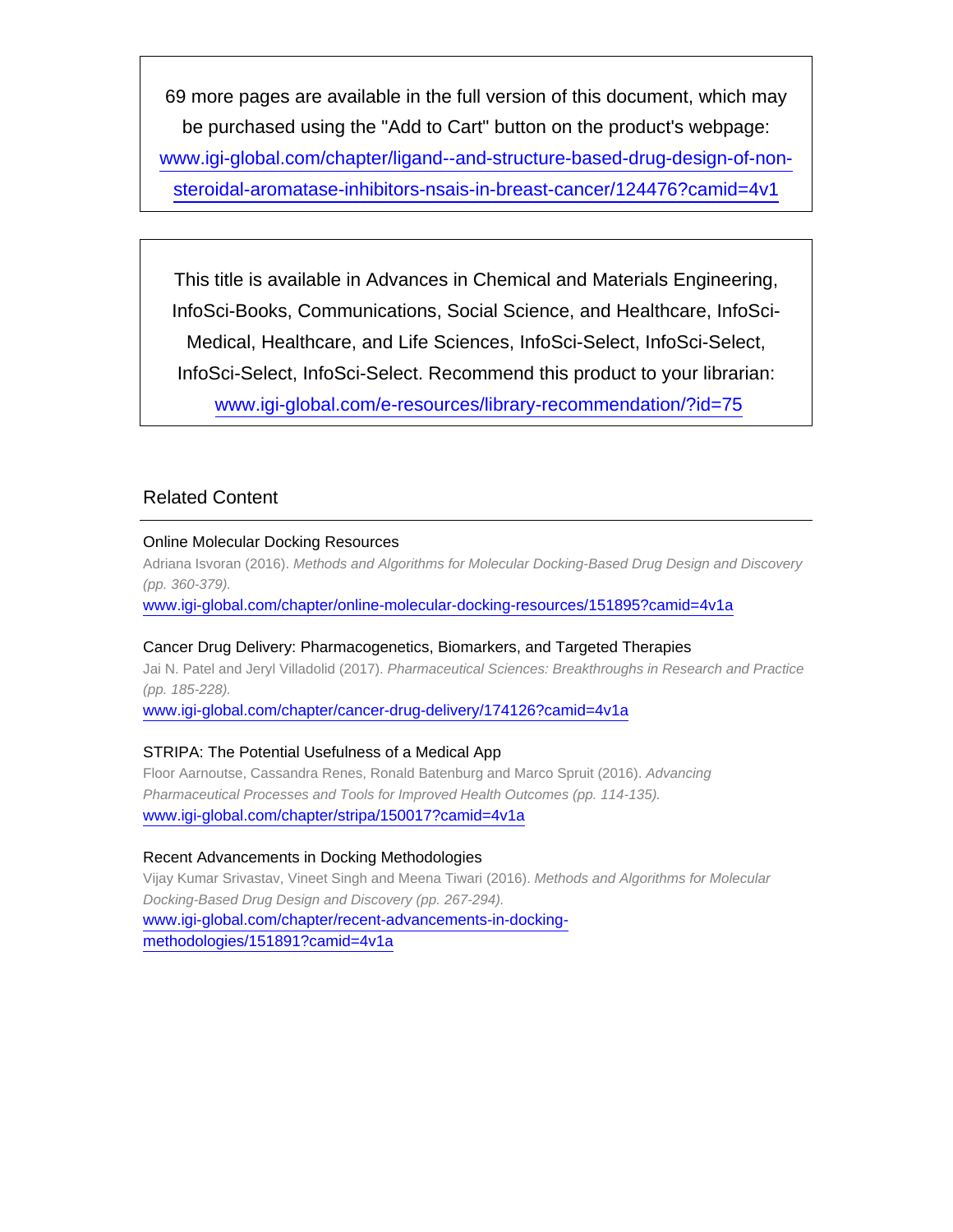69 more pages are available in the full version of this document, which may be purchased using the "Add to Cart" button on the product's webpage: www.igi-global.com/chapter/ligand--and-structure-based-drug-design-of-non-steroidal-aromatase-inhibitors-nsais-in-breast-cancer/124476?camid=4v1

This title is available in Advances in Chemical and Materials Engineering, InfoSci-Books, Communications, Social Science, and Healthcare, InfoSci-Medical, Healthcare, and Life Sciences, InfoSci-Select, InfoSci-Select, InfoSci-Select, InfoSci-Select. Recommend this product to your librarian: www.igi-global.com/e-resources/library-recommendation/?id=75

## Related Content

Online Molecular Docking Resources
Adriana Isvoran (2016). *Methods and Algorithms for Molecular Docking-Based Drug Design and Discovery (pp. 360-379).*
www.igi-global.com/chapter/online-molecular-docking-resources/151895?camid=4v1a

Cancer Drug Delivery: Pharmacogenetics, Biomarkers, and Targeted Therapies
Jai N. Patel and Jeryl Villadolid (2017). *Pharmaceutical Sciences: Breakthroughs in Research and Practice (pp. 185-228).*
www.igi-global.com/chapter/cancer-drug-delivery/174126?camid=4v1a

STRIPA: The Potential Usefulness of a Medical App
Floor Aarnoutse, Cassandra Renes, Ronald Batenburg and Marco Spruit (2016). *Advancing Pharmaceutical Processes and Tools for Improved Health Outcomes (pp. 114-135).*
www.igi-global.com/chapter/stripa/150017?camid=4v1a

Recent Advancements in Docking Methodologies
Vijay Kumar Srivastav, Vineet Singh and Meena Tiwari (2016). *Methods and Algorithms for Molecular Docking-Based Drug Design and Discovery (pp. 267-294).*
www.igi-global.com/chapter/recent-advancements-in-docking-methodologies/151891?camid=4v1a